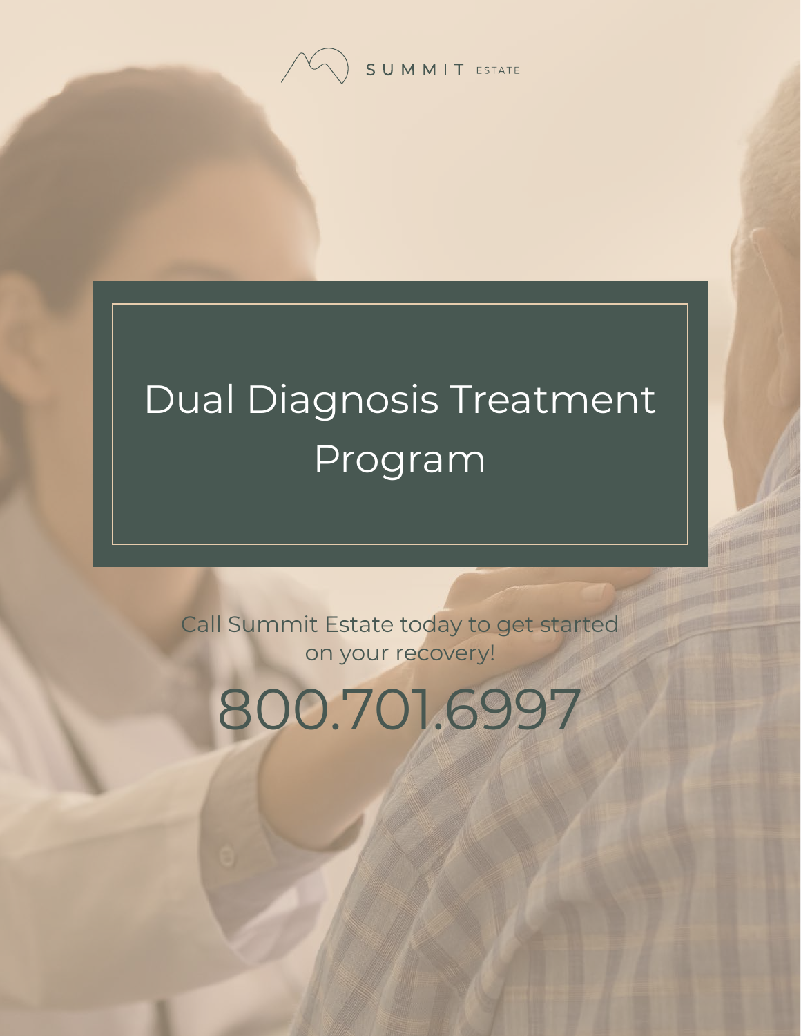SUMMIT ESTATE

# Dual Diagnosis Treatment Program

Call Summit Estate today to get started on your recovery!

800.701.6997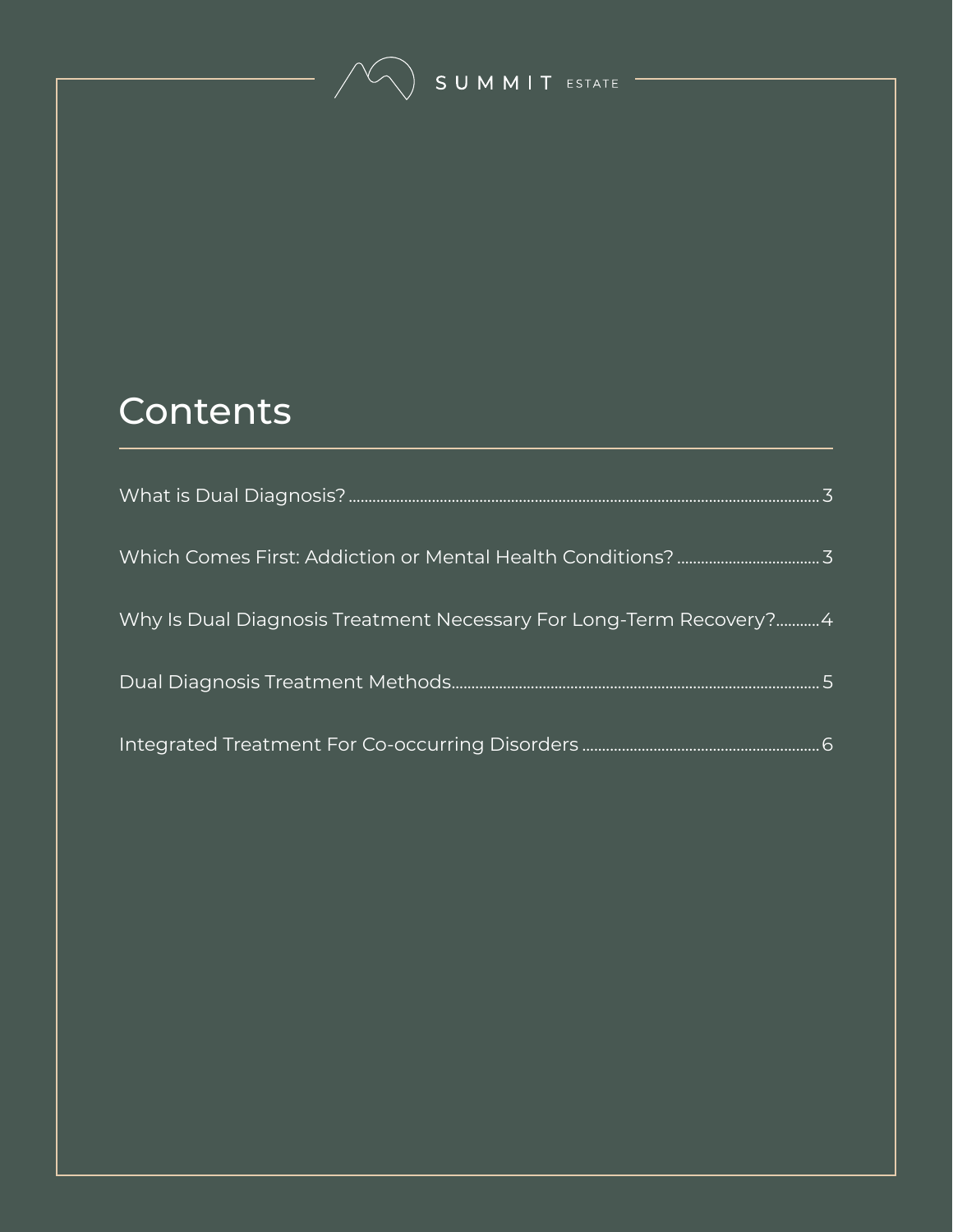# Contents

What is Dual Diagnosis? ........ 3

Which Comes First: Addiction or Mental Health Conditions? ........ 3

Why Is Dual Diagnosis Treatment Necessary For Long-Term Recovery? ........ 4

Dual Diagnosis Treatment Methods ........ 5

Integrated Treatment For Co-occurring Disorders ........ 6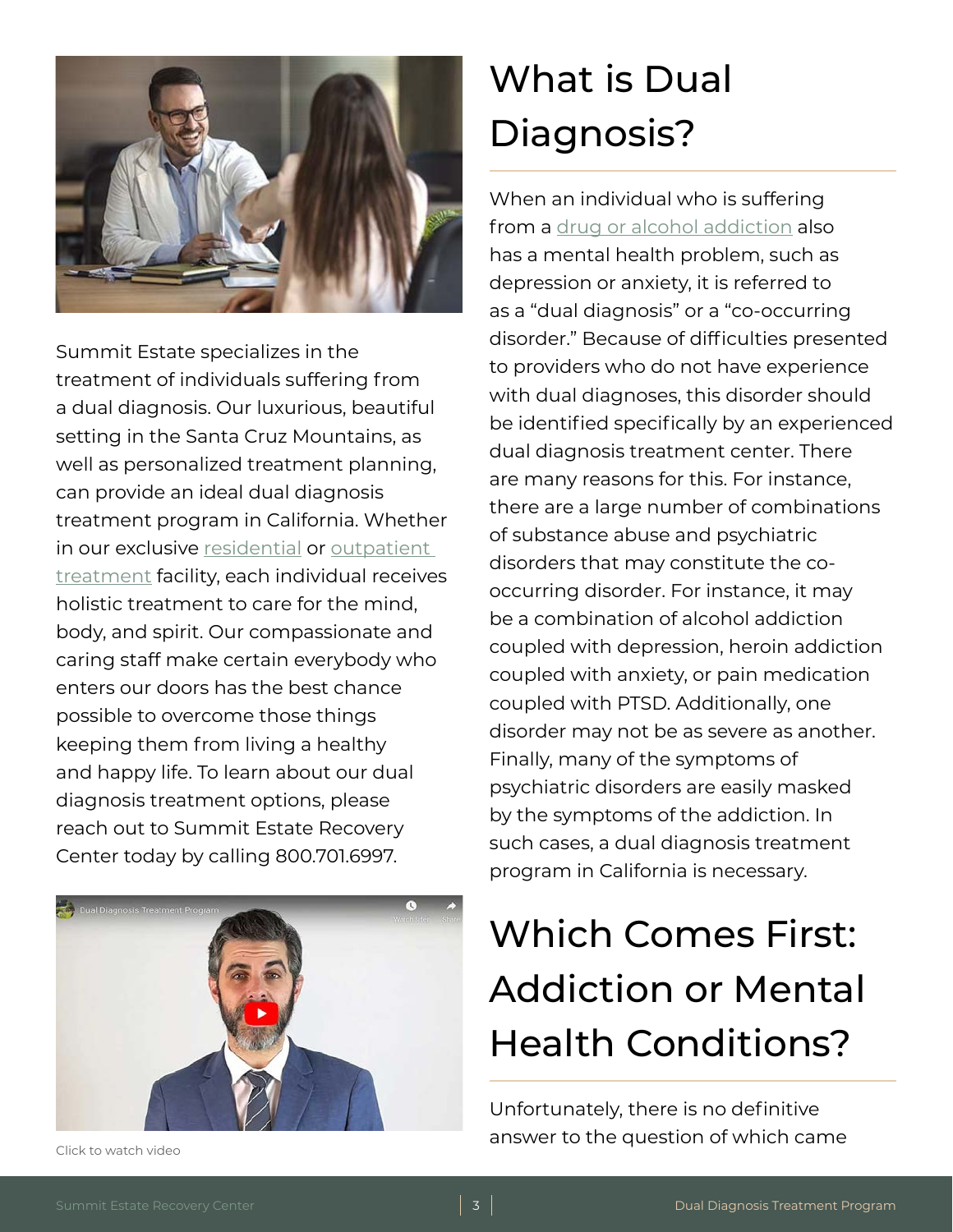Summit Estate specializes in the treatment of individuals suffering from a dual diagnosis. Our luxurious, beautiful setting in the Santa Cruz Mountains, as well as personalized treatment planning, can provide an ideal dual diagnosis treatment program in California. Whether in our exclusive residential or outpatient treatment facility, each individual receives holistic treatment to care for the mind, body, and spirit. Our compassionate and caring staff make certain everybody who enters our doors has the best chance possible to overcome those things keeping them from living a healthy and happy life. To learn about our dual diagnosis treatment options, please reach out to Summit Estate Recovery Center today by calling 800.701.6997.

Click to watch video

# What is Dual Diagnosis?

When an individual who is suffering from a drug or alcohol addiction also has a mental health problem, such as depression or anxiety, it is referred to as a "dual diagnosis" or a "co-occurring disorder." Because of difficulties presented to providers who do not have experience with dual diagnoses, this disorder should be identified specifically by an experienced dual diagnosis treatment center. There are many reasons for this. For instance, there are a large number of combinations of substance abuse and psychiatric disorders that may constitute the co-occurring disorder. For instance, it may be a combination of alcohol addiction coupled with depression, heroin addiction coupled with anxiety, or pain medication coupled with PTSD. Additionally, one disorder may not be as severe as another. Finally, many of the symptoms of psychiatric disorders are easily masked by the symptoms of the addiction. In such cases, a dual diagnosis treatment program in California is necessary.

# Which Comes First: Addiction or Mental Health Conditions?

Unfortunately, there is no definitive answer to the question of which came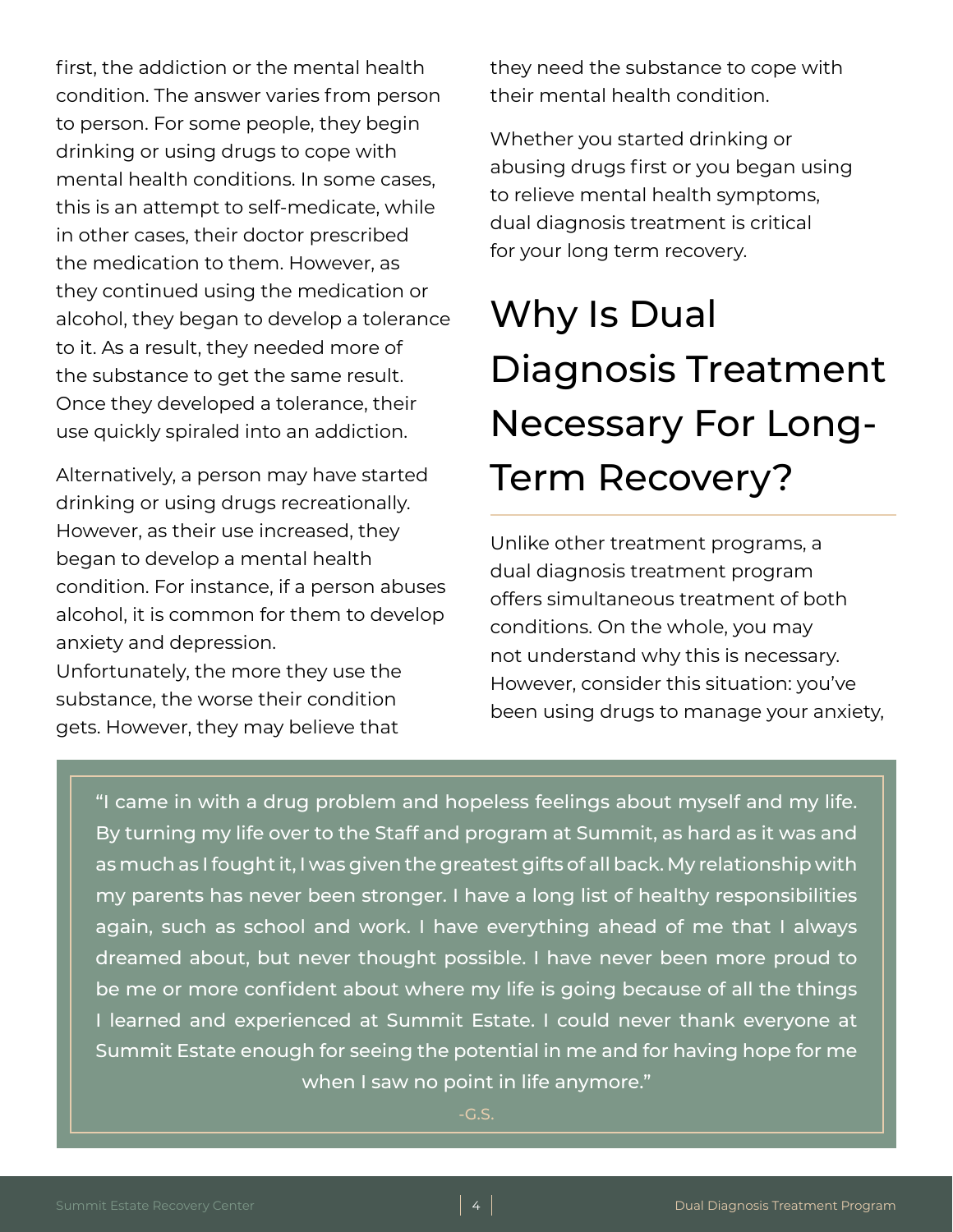first, the addiction or the mental health condition. The answer varies from person to person. For some people, they begin drinking or using drugs to cope with mental health conditions. In some cases, this is an attempt to self-medicate, while in other cases, their doctor prescribed the medication to them. However, as they continued using the medication or alcohol, they began to develop a tolerance to it. As a result, they needed more of the substance to get the same result. Once they developed a tolerance, their use quickly spiraled into an addiction.

Alternatively, a person may have started drinking or using drugs recreationally. However, as their use increased, they began to develop a mental health condition. For instance, if a person abuses alcohol, it is common for them to develop anxiety and depression.
Unfortunately, the more they use the substance, the worse their condition gets. However, they may believe that they need the substance to cope with their mental health condition.

Whether you started drinking or abusing drugs first or you began using to relieve mental health symptoms, dual diagnosis treatment is critical for your long term recovery.

# Why Is Dual Diagnosis Treatment Necessary For Long-Term Recovery?

Unlike other treatment programs, a dual diagnosis treatment program offers simultaneous treatment of both conditions. On the whole, you may not understand why this is necessary. However, consider this situation: you've been using drugs to manage your anxiety,

> "I came in with a drug problem and hopeless feelings about myself and my life. By turning my life over to the Staff and program at Summit, as hard as it was and as much as I fought it, I was given the greatest gifts of all back. My relationship with my parents has never been stronger. I have a long list of healthy responsibilities again, such as school and work. I have everything ahead of me that I always dreamed about, but never thought possible. I have never been more proud to be me or more confident about where my life is going because of all the things I learned and experienced at Summit Estate. I could never thank everyone at Summit Estate enough for seeing the potential in me and for having hope for me when I saw no point in life anymore."
>
> -G.S.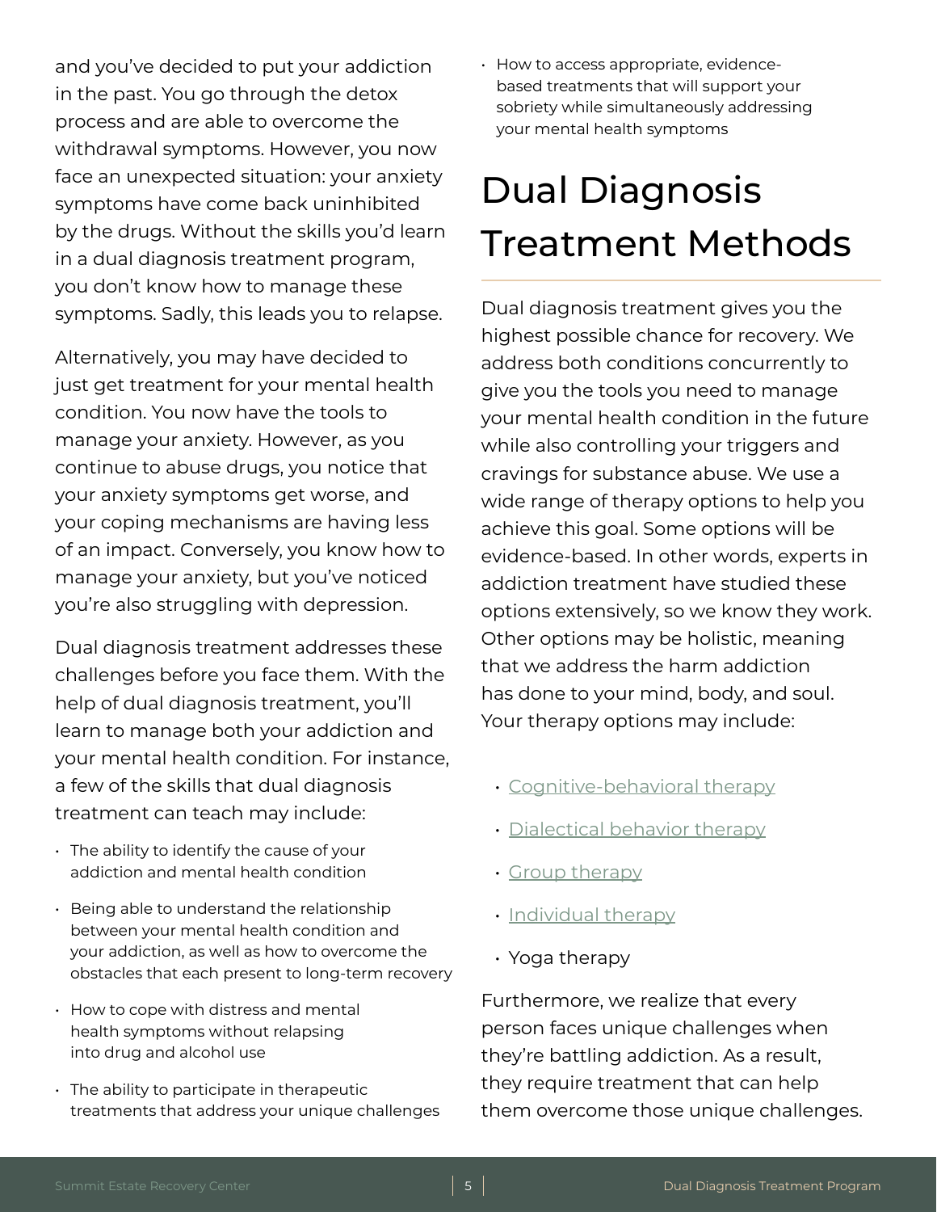and you've decided to put your addiction in the past. You go through the detox process and are able to overcome the withdrawal symptoms. However, you now face an unexpected situation: your anxiety symptoms have come back uninhibited by the drugs. Without the skills you'd learn in a dual diagnosis treatment program, you don't know how to manage these symptoms. Sadly, this leads you to relapse.

Alternatively, you may have decided to just get treatment for your mental health condition. You now have the tools to manage your anxiety. However, as you continue to abuse drugs, you notice that your anxiety symptoms get worse, and your coping mechanisms are having less of an impact. Conversely, you know how to manage your anxiety, but you've noticed you're also struggling with depression.

Dual diagnosis treatment addresses these challenges before you face them. With the help of dual diagnosis treatment, you'll learn to manage both your addiction and your mental health condition. For instance, a few of the skills that dual diagnosis treatment can teach may include:

- The ability to identify the cause of your addiction and mental health condition
- Being able to understand the relationship between your mental health condition and your addiction, as well as how to overcome the obstacles that each present to long-term recovery
- How to cope with distress and mental health symptoms without relapsing into drug and alcohol use
- The ability to participate in therapeutic treatments that address your unique challenges
- How to access appropriate, evidence-based treatments that will support your sobriety while simultaneously addressing your mental health symptoms

# Dual Diagnosis Treatment Methods

Dual diagnosis treatment gives you the highest possible chance for recovery. We address both conditions concurrently to give you the tools you need to manage your mental health condition in the future while also controlling your triggers and cravings for substance abuse. We use a wide range of therapy options to help you achieve this goal. Some options will be evidence-based. In other words, experts in addiction treatment have studied these options extensively, so we know they work. Other options may be holistic, meaning that we address the harm addiction has done to your mind, body, and soul. Your therapy options may include:

- Cognitive-behavioral therapy
- Dialectical behavior therapy
- Group therapy
- Individual therapy
- Yoga therapy

Furthermore, we realize that every person faces unique challenges when they're battling addiction. As a result, they require treatment that can help them overcome those unique challenges.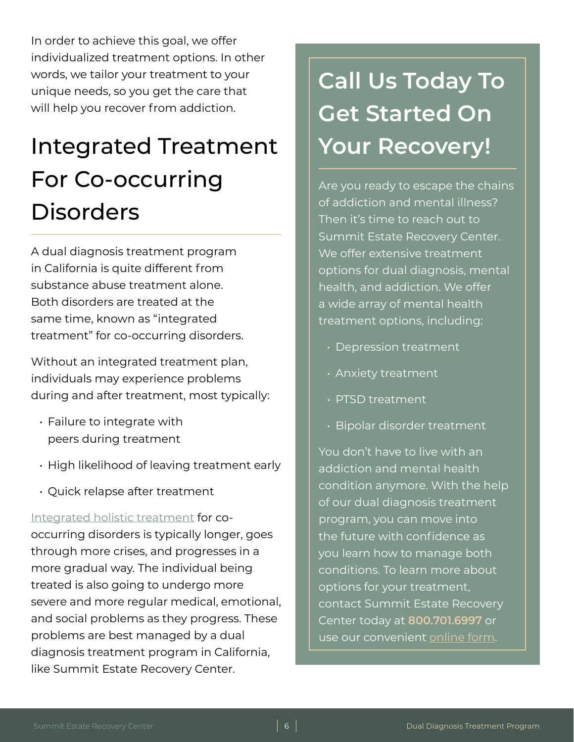In order to achieve this goal, we offer individualized treatment options. In other words, we tailor your treatment to your unique needs, so you get the care that will help you recover from addiction.

## Integrated Treatment For Co-occurring Disorders

A dual diagnosis treatment program in California is quite different from substance abuse treatment alone. Both disorders are treated at the same time, known as "integrated treatment" for co-occurring disorders.

Without an integrated treatment plan, individuals may experience problems during and after treatment, most typically:

- Failure to integrate with peers during treatment
- High likelihood of leaving treatment early
- Quick relapse after treatment

Integrated holistic treatment for co-occurring disorders is typically longer, goes through more crises, and progresses in a more gradual way. The individual being treated is also going to undergo more severe and more regular medical, emotional, and social problems as they progress. These problems are best managed by a dual diagnosis treatment program in California, like Summit Estate Recovery Center.

## Call Us Today To Get Started On Your Recovery!

Are you ready to escape the chains of addiction and mental illness? Then it's time to reach out to Summit Estate Recovery Center. We offer extensive treatment options for dual diagnosis, mental health, and addiction. We offer a wide array of mental health treatment options, including:

- Depression treatment
- Anxiety treatment
- PTSD treatment
- Bipolar disorder treatment

You don't have to live with an addiction and mental health condition anymore. With the help of our dual diagnosis treatment program, you can move into the future with confidence as you learn how to manage both conditions. To learn more about options for your treatment, contact Summit Estate Recovery Center today at **800.701.6997** or use our convenient online form.